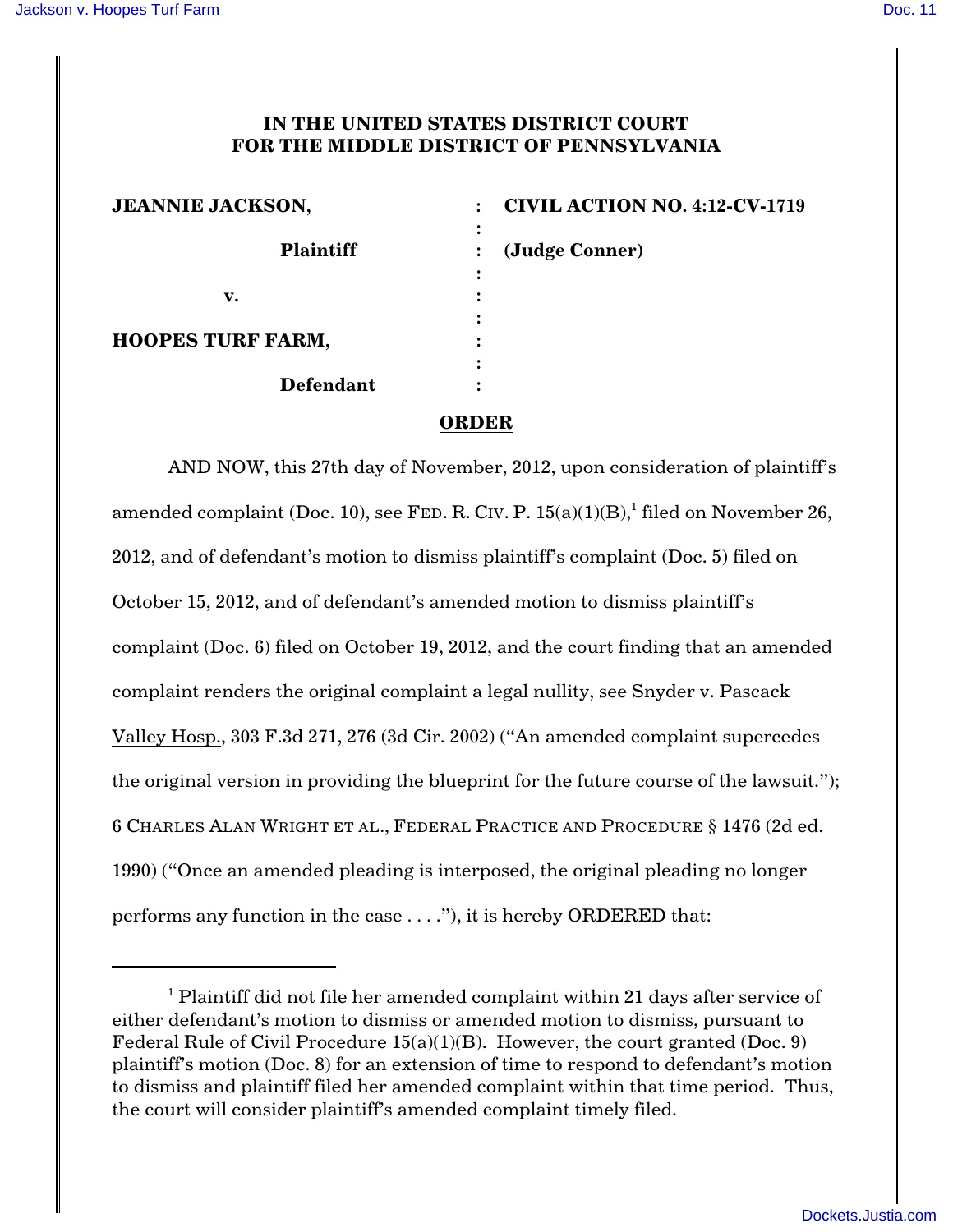**IN THE UNITED STATES DISTRICT COURT**
**FOR THE MIDDLE DISTRICT OF PENNSYLVANIA**

| | | |
|---|---|---|
| **JEANNIE JACKSON,** | : | **CIVIL ACTION NO. 4:12-CV-1719** |
| | : | |
| **Plaintiff** | : | **(Judge Conner)** |
| | : | |
| **v.** | : | |
| | : | |
| **HOOPES TURF FARM,** | : | |
| | : | |
| **Defendant** | : | |

**ORDER**

AND NOW, this 27th day of November, 2012, upon consideration of plaintiff's amended complaint (Doc. 10), see FED. R. CIV. P. 15(a)(1)(B),[1] filed on November 26, 2012, and of defendant's motion to dismiss plaintiff's complaint (Doc. 5) filed on October 15, 2012, and of defendant's amended motion to dismiss plaintiff's complaint (Doc. 6) filed on October 19, 2012, and the court finding that an amended complaint renders the original complaint a legal nullity, see Snyder v. Pascack Valley Hosp., 303 F.3d 271, 276 (3d Cir. 2002) ("An amended complaint supercedes the original version in providing the blueprint for the future course of the lawsuit."); 6 CHARLES ALAN WRIGHT ET AL., FEDERAL PRACTICE AND PROCEDURE § 1476 (2d ed. 1990) ("Once an amended pleading is interposed, the original pleading no longer performs any function in the case . . . ."), it is hereby ORDERED that:

---

[1] Plaintiff did not file her amended complaint within 21 days after service of either defendant's motion to dismiss or amended motion to dismiss, pursuant to Federal Rule of Civil Procedure 15(a)(1)(B). However, the court granted (Doc. 9) plaintiff's motion (Doc. 8) for an extension of time to respond to defendant's motion to dismiss and plaintiff filed her amended complaint within that time period. Thus, the court will consider plaintiff's amended complaint timely filed.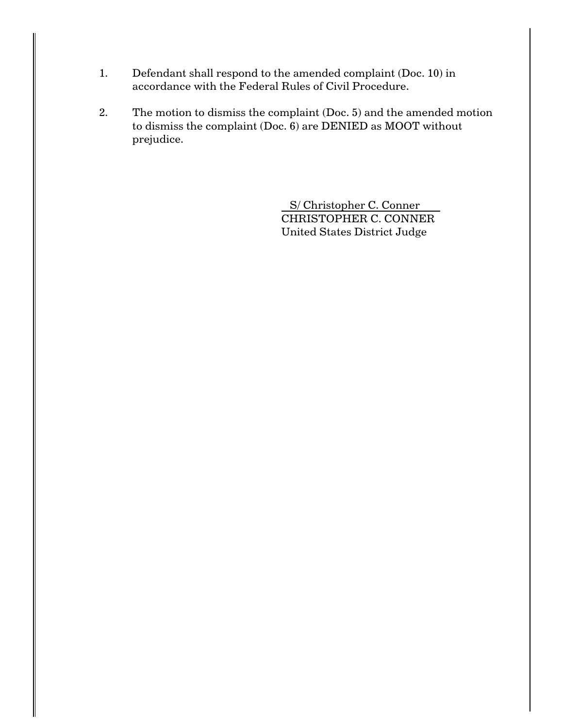1. Defendant shall respond to the amended complaint (Doc. 10) in accordance with the Federal Rules of Civil Procedure.

2. The motion to dismiss the complaint (Doc. 5) and the amended motion to dismiss the complaint (Doc. 6) are DENIED as MOOT without prejudice.

S/ Christopher C. Conner
CHRISTOPHER C. CONNER
United States District Judge